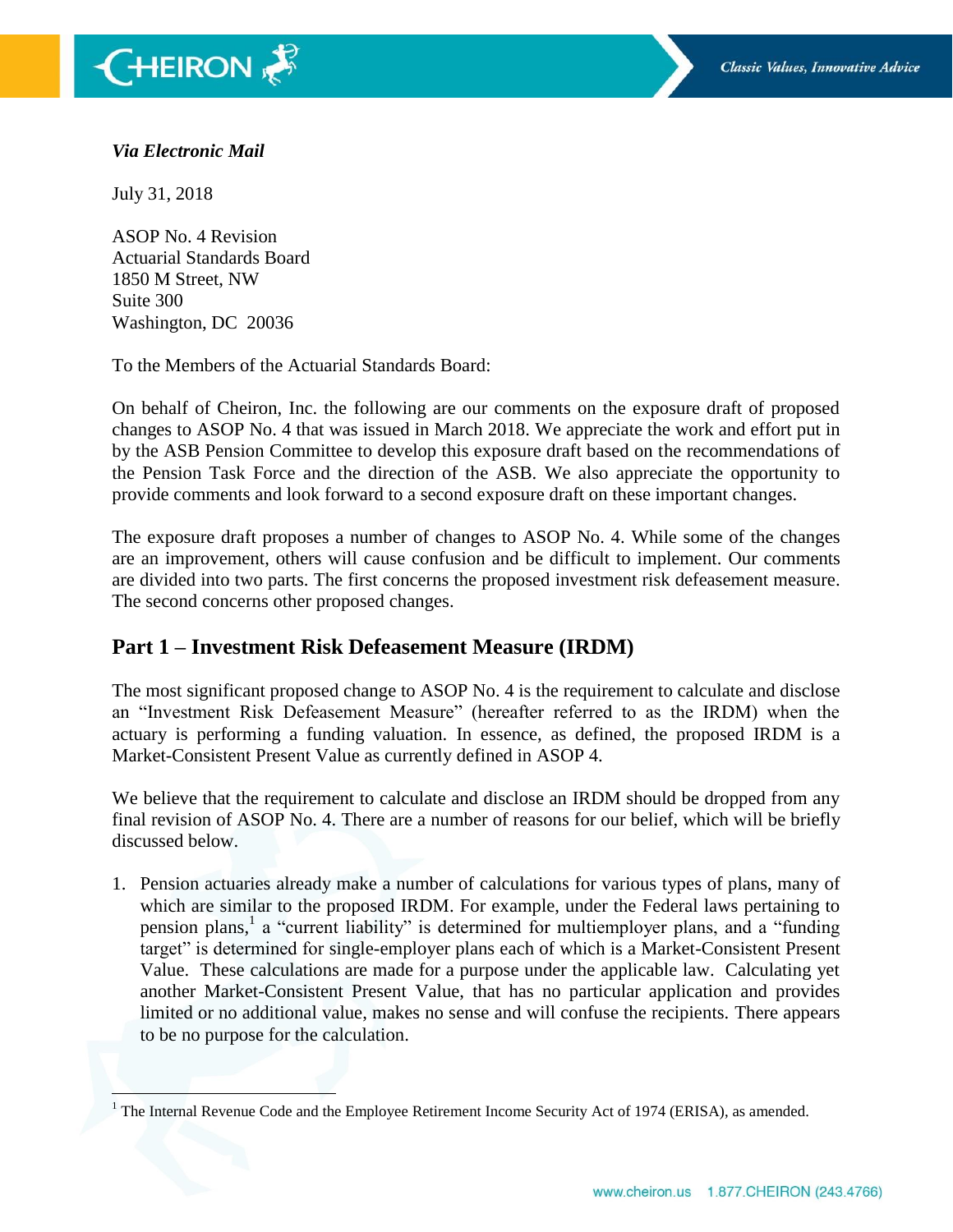*Via Electronic Mail*

July 31, 2018

ASOP No. 4 Revision
Actuarial Standards Board
1850 M Street, NW
Suite 300
Washington, DC 20036

To the Members of the Actuarial Standards Board:

On behalf of Cheiron, Inc. the following are our comments on the exposure draft of proposed changes to ASOP No. 4 that was issued in March 2018. We appreciate the work and effort put in by the ASB Pension Committee to develop this exposure draft based on the recommendations of the Pension Task Force and the direction of the ASB. We also appreciate the opportunity to provide comments and look forward to a second exposure draft on these important changes.

The exposure draft proposes a number of changes to ASOP No. 4. While some of the changes are an improvement, others will cause confusion and be difficult to implement. Our comments are divided into two parts. The first concerns the proposed investment risk defeasement measure. The second concerns other proposed changes.

## Part 1 – Investment Risk Defeasement Measure (IRDM)

The most significant proposed change to ASOP No. 4 is the requirement to calculate and disclose an "Investment Risk Defeasement Measure" (hereafter referred to as the IRDM) when the actuary is performing a funding valuation. In essence, as defined, the proposed IRDM is a Market-Consistent Present Value as currently defined in ASOP 4.

We believe that the requirement to calculate and disclose an IRDM should be dropped from any final revision of ASOP No. 4. There are a number of reasons for our belief, which will be briefly discussed below.

1. Pension actuaries already make a number of calculations for various types of plans, many of which are similar to the proposed IRDM. For example, under the Federal laws pertaining to pension plans,[1] a "current liability" is determined for multiemployer plans, and a "funding target" is determined for single-employer plans each of which is a Market-Consistent Present Value. These calculations are made for a purpose under the applicable law. Calculating yet another Market-Consistent Present Value, that has no particular application and provides limited or no additional value, makes no sense and will confuse the recipients. There appears to be no purpose for the calculation.

[1] The Internal Revenue Code and the Employee Retirement Income Security Act of 1974 (ERISA), as amended.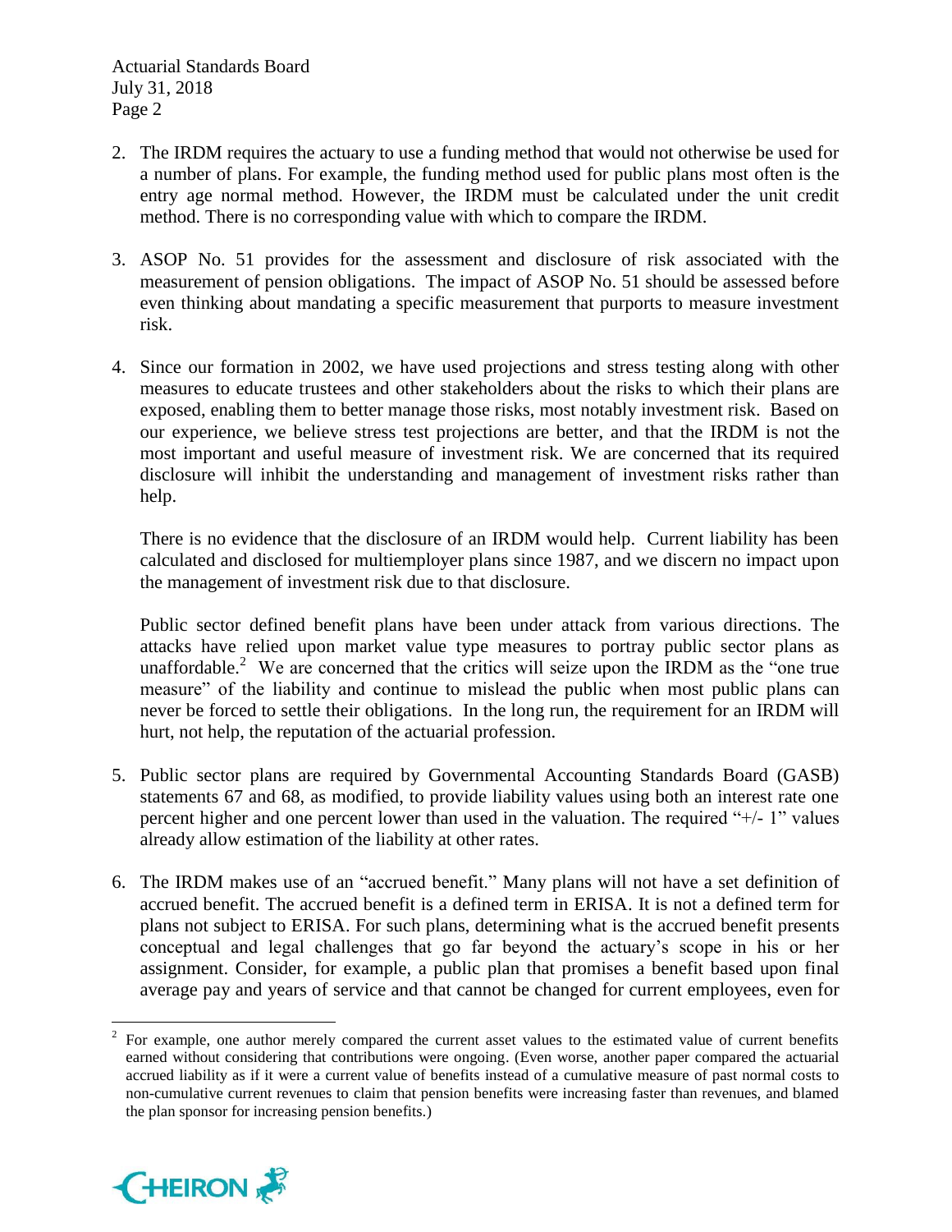2. The IRDM requires the actuary to use a funding method that would not otherwise be used for a number of plans. For example, the funding method used for public plans most often is the entry age normal method. However, the IRDM must be calculated under the unit credit method. There is no corresponding value with which to compare the IRDM.

3. ASOP No. 51 provides for the assessment and disclosure of risk associated with the measurement of pension obligations. The impact of ASOP No. 51 should be assessed before even thinking about mandating a specific measurement that purports to measure investment risk.

4. Since our formation in 2002, we have used projections and stress testing along with other measures to educate trustees and other stakeholders about the risks to which their plans are exposed, enabling them to better manage those risks, most notably investment risk. Based on our experience, we believe stress test projections are better, and that the IRDM is not the most important and useful measure of investment risk. We are concerned that its required disclosure will inhibit the understanding and management of investment risks rather than help.

   There is no evidence that the disclosure of an IRDM would help. Current liability has been calculated and disclosed for multiemployer plans since 1987, and we discern no impact upon the management of investment risk due to that disclosure.

   Public sector defined benefit plans have been under attack from various directions. The attacks have relied upon market value type measures to portray public sector plans as unaffordable.[2] We are concerned that the critics will seize upon the IRDM as the "one true measure" of the liability and continue to mislead the public when most public plans can never be forced to settle their obligations. In the long run, the requirement for an IRDM will hurt, not help, the reputation of the actuarial profession.

5. Public sector plans are required by Governmental Accounting Standards Board (GASB) statements 67 and 68, as modified, to provide liability values using both an interest rate one percent higher and one percent lower than used in the valuation. The required "+/- 1" values already allow estimation of the liability at other rates.

6. The IRDM makes use of an "accrued benefit." Many plans will not have a set definition of accrued benefit. The accrued benefit is a defined term in ERISA. It is not a defined term for plans not subject to ERISA. For such plans, determining what is the accrued benefit presents conceptual and legal challenges that go far beyond the actuary's scope in his or her assignment. Consider, for example, a public plan that promises a benefit based upon final average pay and years of service and that cannot be changed for current employees, even for

---

[2] For example, one author merely compared the current asset values to the estimated value of current benefits earned without considering that contributions were ongoing. (Even worse, another paper compared the actuarial accrued liability as if it were a current value of benefits instead of a cumulative measure of past normal costs to non-cumulative current revenues to claim that pension benefits were increasing faster than revenues, and blamed the plan sponsor for increasing pension benefits.)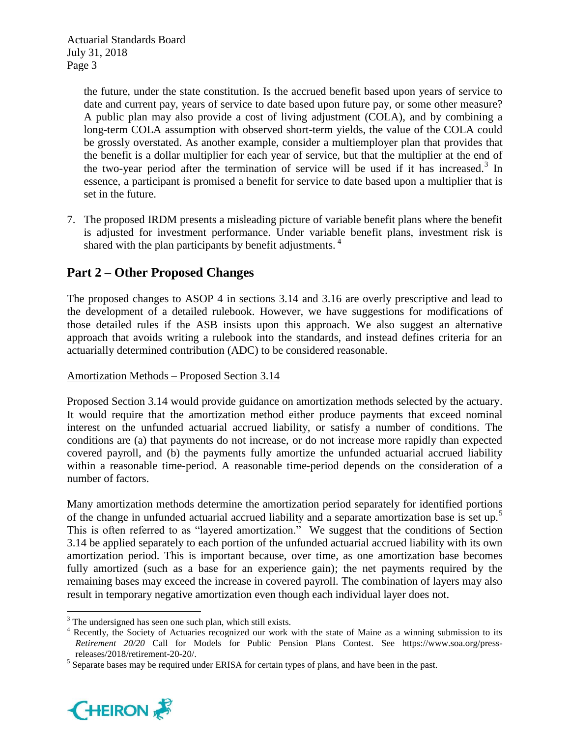the future, under the state constitution. Is the accrued benefit based upon years of service to date and current pay, years of service to date based upon future pay, or some other measure? A public plan may also provide a cost of living adjustment (COLA), and by combining a long-term COLA assumption with observed short-term yields, the value of the COLA could be grossly overstated. As another example, consider a multiemployer plan that provides that the benefit is a dollar multiplier for each year of service, but that the multiplier at the end of the two-year period after the termination of service will be used if it has increased.[3] In essence, a participant is promised a benefit for service to date based upon a multiplier that is set in the future.

7. The proposed IRDM presents a misleading picture of variable benefit plans where the benefit is adjusted for investment performance. Under variable benefit plans, investment risk is shared with the plan participants by benefit adjustments.[4]

## Part 2 – Other Proposed Changes

The proposed changes to ASOP 4 in sections 3.14 and 3.16 are overly prescriptive and lead to the development of a detailed rulebook. However, we have suggestions for modifications of those detailed rules if the ASB insists upon this approach. We also suggest an alternative approach that avoids writing a rulebook into the standards, and instead defines criteria for an actuarially determined contribution (ADC) to be considered reasonable.

Amortization Methods – Proposed Section 3.14

Proposed Section 3.14 would provide guidance on amortization methods selected by the actuary. It would require that the amortization method either produce payments that exceed nominal interest on the unfunded actuarial accrued liability, or satisfy a number of conditions. The conditions are (a) that payments do not increase, or do not increase more rapidly than expected covered payroll, and (b) the payments fully amortize the unfunded actuarial accrued liability within a reasonable time-period. A reasonable time-period depends on the consideration of a number of factors.

Many amortization methods determine the amortization period separately for identified portions of the change in unfunded actuarial accrued liability and a separate amortization base is set up.[5] This is often referred to as "layered amortization." We suggest that the conditions of Section 3.14 be applied separately to each portion of the unfunded actuarial accrued liability with its own amortization period. This is important because, over time, as one amortization base becomes fully amortized (such as a base for an experience gain); the net payments required by the remaining bases may exceed the increase in covered payroll. The combination of layers may also result in temporary negative amortization even though each individual layer does not.

[3] The undersigned has seen one such plan, which still exists.

[4] Recently, the Society of Actuaries recognized our work with the state of Maine as a winning submission to its *Retirement 20/20* Call for Models for Public Pension Plans Contest. See https://www.soa.org/press-releases/2018/retirement-20-20/.

[5] Separate bases may be required under ERISA for certain types of plans, and have been in the past.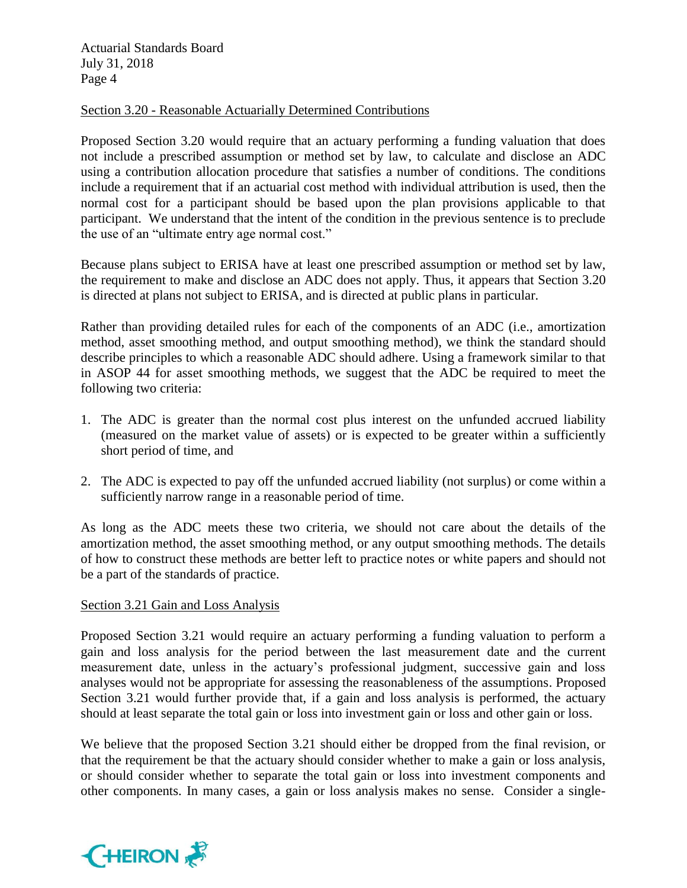Section 3.20 - Reasonable Actuarially Determined Contributions

Proposed Section 3.20 would require that an actuary performing a funding valuation that does not include a prescribed assumption or method set by law, to calculate and disclose an ADC using a contribution allocation procedure that satisfies a number of conditions. The conditions include a requirement that if an actuarial cost method with individual attribution is used, then the normal cost for a participant should be based upon the plan provisions applicable to that participant. We understand that the intent of the condition in the previous sentence is to preclude the use of an "ultimate entry age normal cost."

Because plans subject to ERISA have at least one prescribed assumption or method set by law, the requirement to make and disclose an ADC does not apply. Thus, it appears that Section 3.20 is directed at plans not subject to ERISA, and is directed at public plans in particular.

Rather than providing detailed rules for each of the components of an ADC (i.e., amortization method, asset smoothing method, and output smoothing method), we think the standard should describe principles to which a reasonable ADC should adhere. Using a framework similar to that in ASOP 44 for asset smoothing methods, we suggest that the ADC be required to meet the following two criteria:

1. The ADC is greater than the normal cost plus interest on the unfunded accrued liability (measured on the market value of assets) or is expected to be greater within a sufficiently short period of time, and
2. The ADC is expected to pay off the unfunded accrued liability (not surplus) or come within a sufficiently narrow range in a reasonable period of time.

As long as the ADC meets these two criteria, we should not care about the details of the amortization method, the asset smoothing method, or any output smoothing methods. The details of how to construct these methods are better left to practice notes or white papers and should not be a part of the standards of practice.

Section 3.21 Gain and Loss Analysis

Proposed Section 3.21 would require an actuary performing a funding valuation to perform a gain and loss analysis for the period between the last measurement date and the current measurement date, unless in the actuary's professional judgment, successive gain and loss analyses would not be appropriate for assessing the reasonableness of the assumptions. Proposed Section 3.21 would further provide that, if a gain and loss analysis is performed, the actuary should at least separate the total gain or loss into investment gain or loss and other gain or loss.

We believe that the proposed Section 3.21 should either be dropped from the final revision, or that the requirement be that the actuary should consider whether to make a gain or loss analysis, or should consider whether to separate the total gain or loss into investment components and other components. In many cases, a gain or loss analysis makes no sense. Consider a single-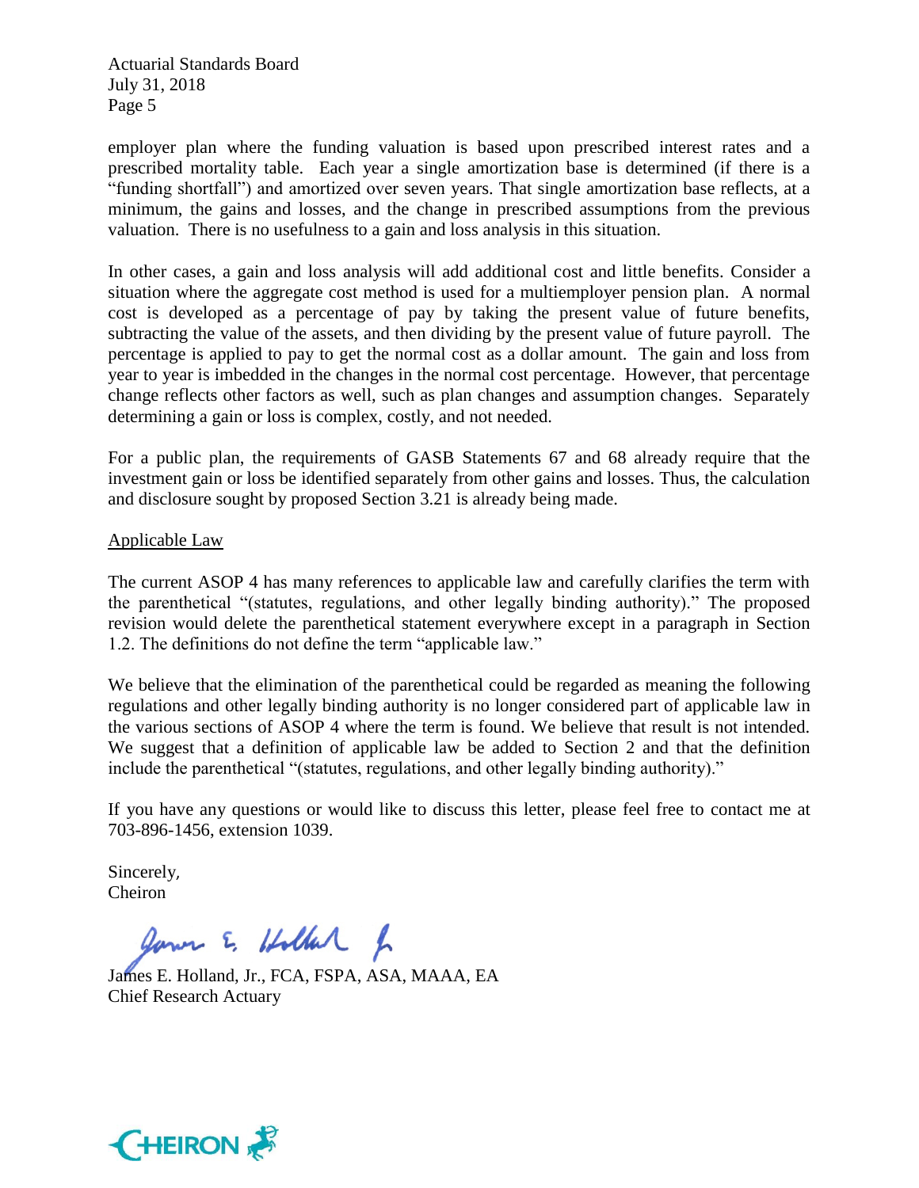employer plan where the funding valuation is based upon prescribed interest rates and a prescribed mortality table. Each year a single amortization base is determined (if there is a "funding shortfall") and amortized over seven years. That single amortization base reflects, at a minimum, the gains and losses, and the change in prescribed assumptions from the previous valuation. There is no usefulness to a gain and loss analysis in this situation.

In other cases, a gain and loss analysis will add additional cost and little benefits. Consider a situation where the aggregate cost method is used for a multiemployer pension plan. A normal cost is developed as a percentage of pay by taking the present value of future benefits, subtracting the value of the assets, and then dividing by the present value of future payroll. The percentage is applied to pay to get the normal cost as a dollar amount. The gain and loss from year to year is imbedded in the changes in the normal cost percentage. However, that percentage change reflects other factors as well, such as plan changes and assumption changes. Separately determining a gain or loss is complex, costly, and not needed.

For a public plan, the requirements of GASB Statements 67 and 68 already require that the investment gain or loss be identified separately from other gains and losses. Thus, the calculation and disclosure sought by proposed Section 3.21 is already being made.

Applicable Law

The current ASOP 4 has many references to applicable law and carefully clarifies the term with the parenthetical "(statutes, regulations, and other legally binding authority)." The proposed revision would delete the parenthetical statement everywhere except in a paragraph in Section 1.2. The definitions do not define the term "applicable law."

We believe that the elimination of the parenthetical could be regarded as meaning the following regulations and other legally binding authority is no longer considered part of applicable law in the various sections of ASOP 4 where the term is found. We believe that result is not intended. We suggest that a definition of applicable law be added to Section 2 and that the definition include the parenthetical "(statutes, regulations, and other legally binding authority)."

If you have any questions or would like to discuss this letter, please feel free to contact me at 703-896-1456, extension 1039.

Sincerely,
Cheiron

James E. Holland, Jr., FCA, FSPA, ASA, MAAA, EA
Chief Research Actuary